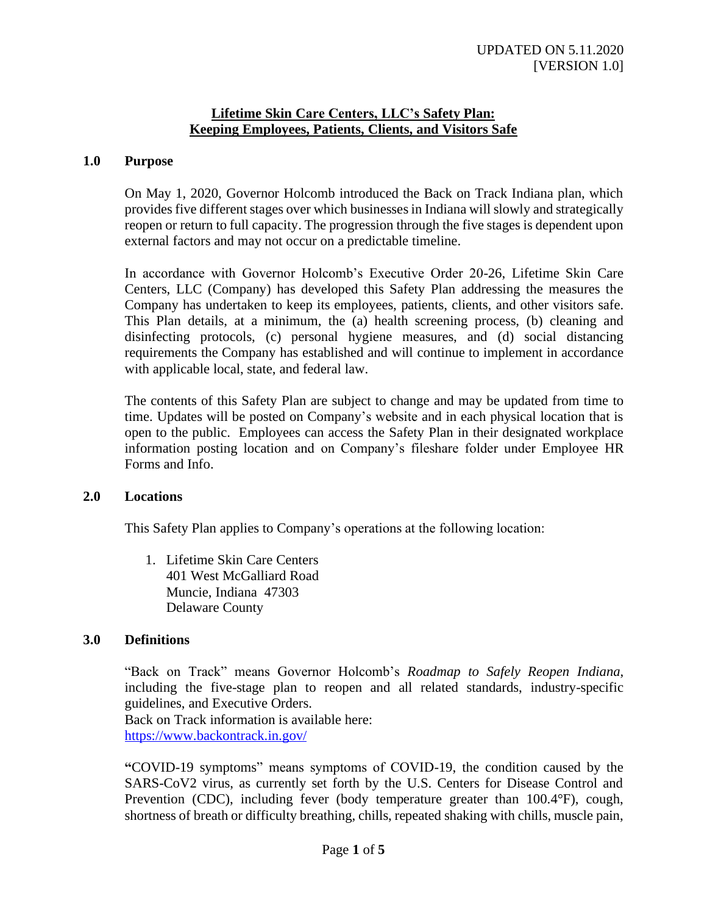UPDATED ON 5.11.2020
[VERSION 1.0]

# Lifetime Skin Care Centers, LLC's Safety Plan: Keeping Employees, Patients, Clients, and Visitors Safe

## 1.0 Purpose

On May 1, 2020, Governor Holcomb introduced the Back on Track Indiana plan, which provides five different stages over which businesses in Indiana will slowly and strategically reopen or return to full capacity. The progression through the five stages is dependent upon external factors and may not occur on a predictable timeline.

In accordance with Governor Holcomb's Executive Order 20-26, Lifetime Skin Care Centers, LLC (Company) has developed this Safety Plan addressing the measures the Company has undertaken to keep its employees, patients, clients, and other visitors safe. This Plan details, at a minimum, the (a) health screening process, (b) cleaning and disinfecting protocols, (c) personal hygiene measures, and (d) social distancing requirements the Company has established and will continue to implement in accordance with applicable local, state, and federal law.

The contents of this Safety Plan are subject to change and may be updated from time to time. Updates will be posted on Company's website and in each physical location that is open to the public. Employees can access the Safety Plan in their designated workplace information posting location and on Company's fileshare folder under Employee HR Forms and Info.

## 2.0 Locations

This Safety Plan applies to Company's operations at the following location:

1. Lifetime Skin Care Centers
   401 West McGalliard Road
   Muncie, Indiana 47303
   Delaware County

## 3.0 Definitions

"Back on Track" means Governor Holcomb's *Roadmap to Safely Reopen Indiana*, including the five-stage plan to reopen and all related standards, industry-specific guidelines, and Executive Orders.
Back on Track information is available here:
https://www.backontrack.in.gov/

"COVID-19 symptoms" means symptoms of COVID-19, the condition caused by the SARS-CoV2 virus, as currently set forth by the U.S. Centers for Disease Control and Prevention (CDC), including fever (body temperature greater than 100.4°F), cough, shortness of breath or difficulty breathing, chills, repeated shaking with chills, muscle pain,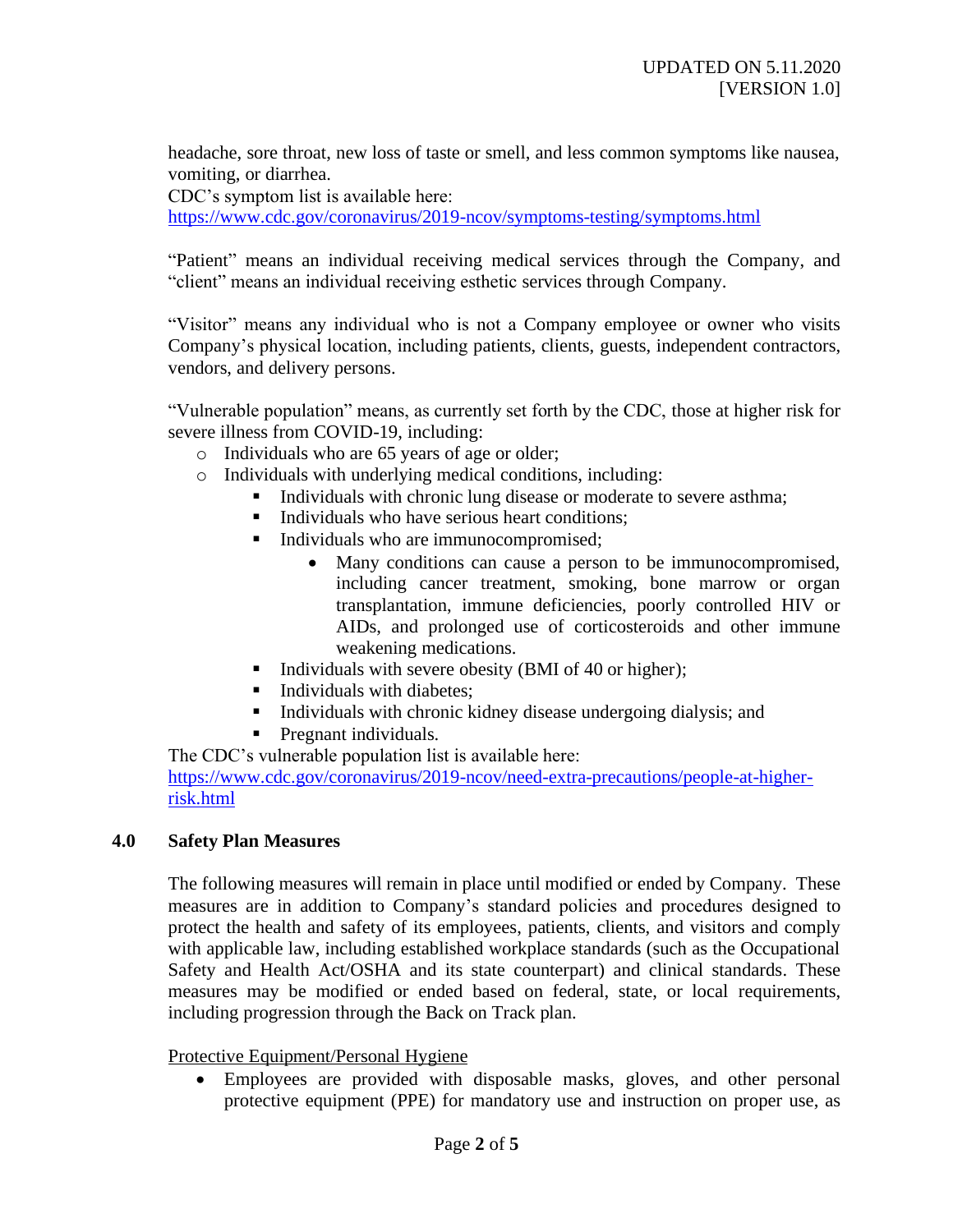headache, sore throat, new loss of taste or smell, and less common symptoms like nausea, vomiting, or diarrhea.
CDC's symptom list is available here:
https://www.cdc.gov/coronavirus/2019-ncov/symptoms-testing/symptoms.html

"Patient" means an individual receiving medical services through the Company, and "client" means an individual receiving esthetic services through Company.

"Visitor" means any individual who is not a Company employee or owner who visits Company's physical location, including patients, clients, guests, independent contractors, vendors, and delivery persons.

"Vulnerable population" means, as currently set forth by the CDC, those at higher risk for severe illness from COVID-19, including:

- Individuals who are 65 years of age or older;
- Individuals with underlying medical conditions, including:
  - Individuals with chronic lung disease or moderate to severe asthma;
  - Individuals who have serious heart conditions;
  - Individuals who are immunocompromised;
    - Many conditions can cause a person to be immunocompromised, including cancer treatment, smoking, bone marrow or organ transplantation, immune deficiencies, poorly controlled HIV or AIDs, and prolonged use of corticosteroids and other immune weakening medications.
  - Individuals with severe obesity (BMI of 40 or higher);
  - Individuals with diabetes;
  - Individuals with chronic kidney disease undergoing dialysis; and
  - Pregnant individuals.

The CDC's vulnerable population list is available here:
https://www.cdc.gov/coronavirus/2019-ncov/need-extra-precautions/people-at-higher-risk.html

## 4.0 Safety Plan Measures

The following measures will remain in place until modified or ended by Company. These measures are in addition to Company's standard policies and procedures designed to protect the health and safety of its employees, patients, clients, and visitors and comply with applicable law, including established workplace standards (such as the Occupational Safety and Health Act/OSHA and its state counterpart) and clinical standards. These measures may be modified or ended based on federal, state, or local requirements, including progression through the Back on Track plan.

Protective Equipment/Personal Hygiene

- Employees are provided with disposable masks, gloves, and other personal protective equipment (PPE) for mandatory use and instruction on proper use, as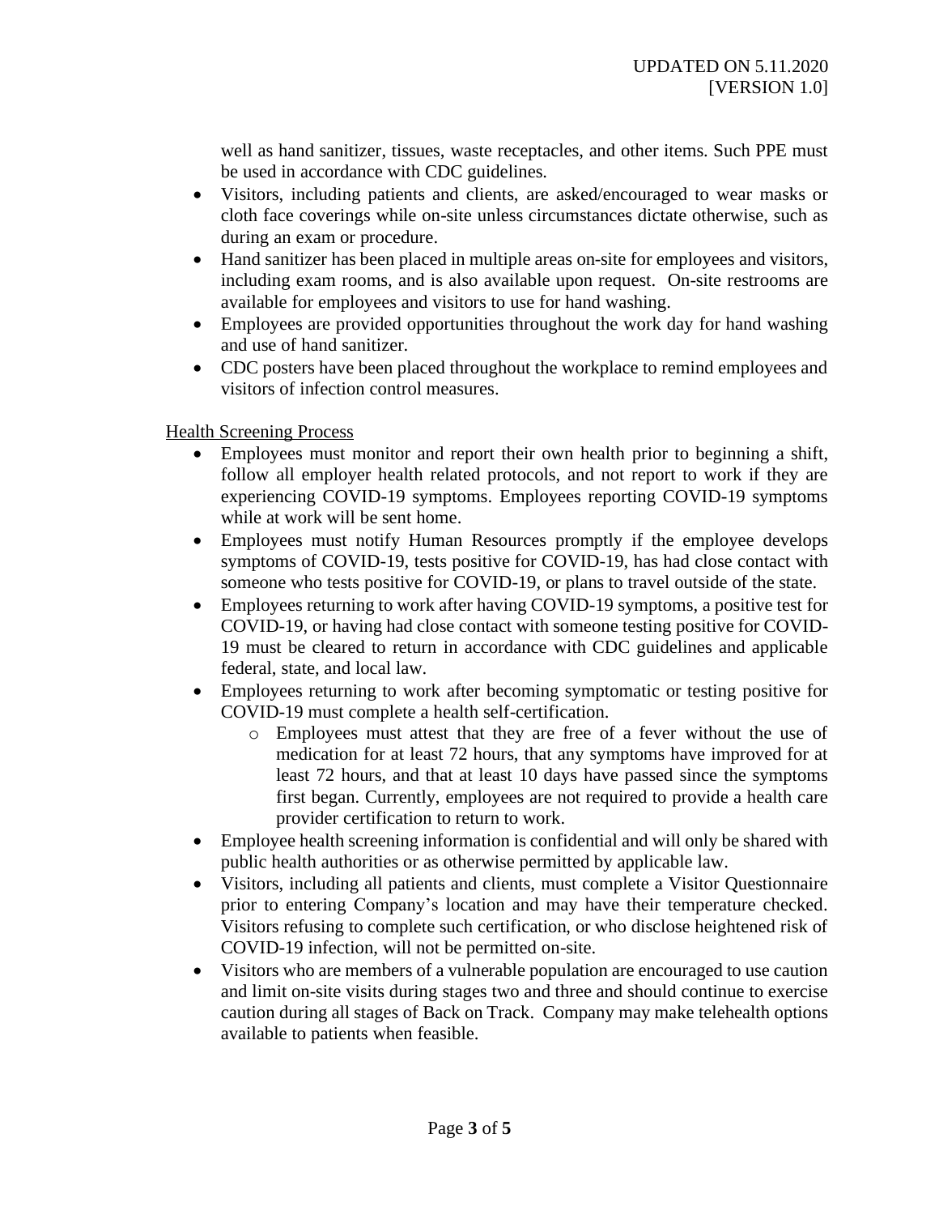well as hand sanitizer, tissues, waste receptacles, and other items. Such PPE must be used in accordance with CDC guidelines.

- Visitors, including patients and clients, are asked/encouraged to wear masks or cloth face coverings while on-site unless circumstances dictate otherwise, such as during an exam or procedure.
- Hand sanitizer has been placed in multiple areas on-site for employees and visitors, including exam rooms, and is also available upon request. On-site restrooms are available for employees and visitors to use for hand washing.
- Employees are provided opportunities throughout the work day for hand washing and use of hand sanitizer.
- CDC posters have been placed throughout the workplace to remind employees and visitors of infection control measures.

Health Screening Process

- Employees must monitor and report their own health prior to beginning a shift, follow all employer health related protocols, and not report to work if they are experiencing COVID-19 symptoms. Employees reporting COVID-19 symptoms while at work will be sent home.
- Employees must notify Human Resources promptly if the employee develops symptoms of COVID-19, tests positive for COVID-19, has had close contact with someone who tests positive for COVID-19, or plans to travel outside of the state.
- Employees returning to work after having COVID-19 symptoms, a positive test for COVID-19, or having had close contact with someone testing positive for COVID-19 must be cleared to return in accordance with CDC guidelines and applicable federal, state, and local law.
- Employees returning to work after becoming symptomatic or testing positive for COVID-19 must complete a health self-certification.
  - Employees must attest that they are free of a fever without the use of medication for at least 72 hours, that any symptoms have improved for at least 72 hours, and that at least 10 days have passed since the symptoms first began. Currently, employees are not required to provide a health care provider certification to return to work.
- Employee health screening information is confidential and will only be shared with public health authorities or as otherwise permitted by applicable law.
- Visitors, including all patients and clients, must complete a Visitor Questionnaire prior to entering Company's location and may have their temperature checked. Visitors refusing to complete such certification, or who disclose heightened risk of COVID-19 infection, will not be permitted on-site.
- Visitors who are members of a vulnerable population are encouraged to use caution and limit on-site visits during stages two and three and should continue to exercise caution during all stages of Back on Track. Company may make telehealth options available to patients when feasible.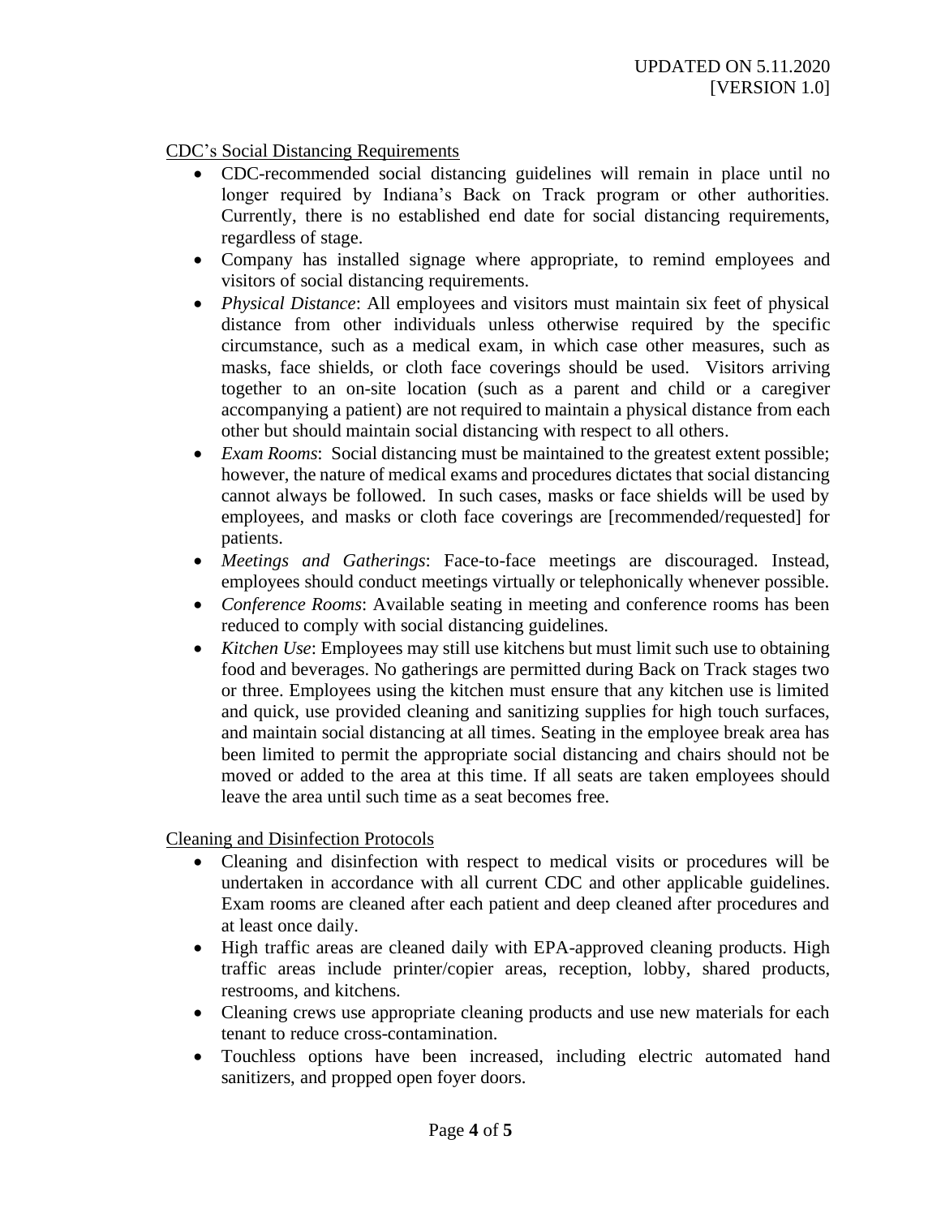<u>CDC's Social Distancing Requirements</u>

- CDC-recommended social distancing guidelines will remain in place until no longer required by Indiana's Back on Track program or other authorities. Currently, there is no established end date for social distancing requirements, regardless of stage.
- Company has installed signage where appropriate, to remind employees and visitors of social distancing requirements.
- *Physical Distance*: All employees and visitors must maintain six feet of physical distance from other individuals unless otherwise required by the specific circumstance, such as a medical exam, in which case other measures, such as masks, face shields, or cloth face coverings should be used. Visitors arriving together to an on-site location (such as a parent and child or a caregiver accompanying a patient) are not required to maintain a physical distance from each other but should maintain social distancing with respect to all others.
- *Exam Rooms*: Social distancing must be maintained to the greatest extent possible; however, the nature of medical exams and procedures dictates that social distancing cannot always be followed. In such cases, masks or face shields will be used by employees, and masks or cloth face coverings are [recommended/requested] for patients.
- *Meetings and Gatherings*: Face-to-face meetings are discouraged. Instead, employees should conduct meetings virtually or telephonically whenever possible.
- *Conference Rooms*: Available seating in meeting and conference rooms has been reduced to comply with social distancing guidelines.
- *Kitchen Use*: Employees may still use kitchens but must limit such use to obtaining food and beverages. No gatherings are permitted during Back on Track stages two or three. Employees using the kitchen must ensure that any kitchen use is limited and quick, use provided cleaning and sanitizing supplies for high touch surfaces, and maintain social distancing at all times. Seating in the employee break area has been limited to permit the appropriate social distancing and chairs should not be moved or added to the area at this time. If all seats are taken employees should leave the area until such time as a seat becomes free.

<u>Cleaning and Disinfection Protocols</u>

- Cleaning and disinfection with respect to medical visits or procedures will be undertaken in accordance with all current CDC and other applicable guidelines. Exam rooms are cleaned after each patient and deep cleaned after procedures and at least once daily.
- High traffic areas are cleaned daily with EPA-approved cleaning products. High traffic areas include printer/copier areas, reception, lobby, shared products, restrooms, and kitchens.
- Cleaning crews use appropriate cleaning products and use new materials for each tenant to reduce cross-contamination.
- Touchless options have been increased, including electric automated hand sanitizers, and propped open foyer doors.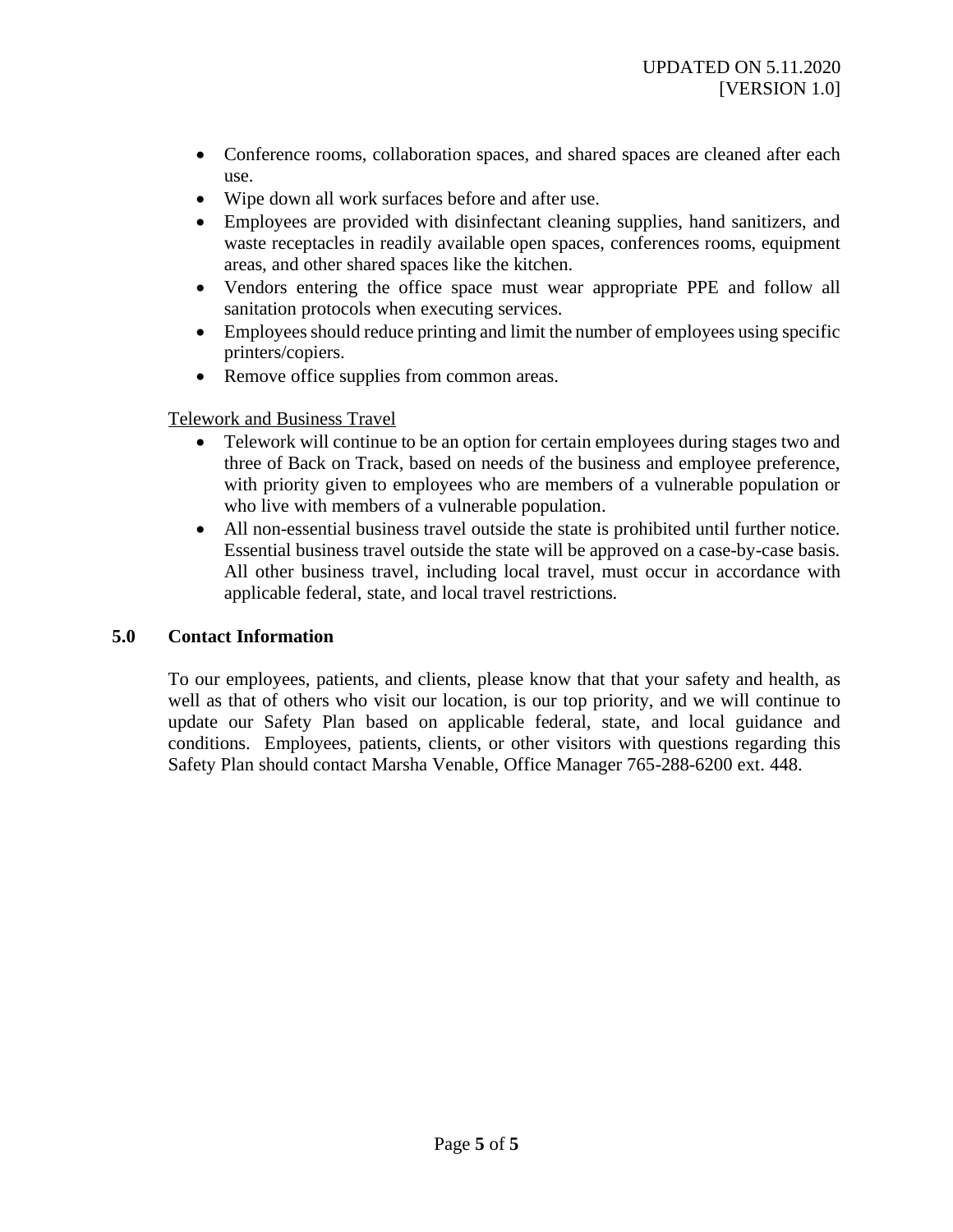- Conference rooms, collaboration spaces, and shared spaces are cleaned after each use.
- Wipe down all work surfaces before and after use.
- Employees are provided with disinfectant cleaning supplies, hand sanitizers, and waste receptacles in readily available open spaces, conferences rooms, equipment areas, and other shared spaces like the kitchen.
- Vendors entering the office space must wear appropriate PPE and follow all sanitation protocols when executing services.
- Employees should reduce printing and limit the number of employees using specific printers/copiers.
- Remove office supplies from common areas.

<u>Telework and Business Travel</u>

- Telework will continue to be an option for certain employees during stages two and three of Back on Track, based on needs of the business and employee preference, with priority given to employees who are members of a vulnerable population or who live with members of a vulnerable population.
- All non-essential business travel outside the state is prohibited until further notice. Essential business travel outside the state will be approved on a case-by-case basis. All other business travel, including local travel, must occur in accordance with applicable federal, state, and local travel restrictions.

## 5.0 Contact Information

To our employees, patients, and clients, please know that that your safety and health, as well as that of others who visit our location, is our top priority, and we will continue to update our Safety Plan based on applicable federal, state, and local guidance and conditions. Employees, patients, clients, or other visitors with questions regarding this Safety Plan should contact Marsha Venable, Office Manager 765-288-6200 ext. 448.